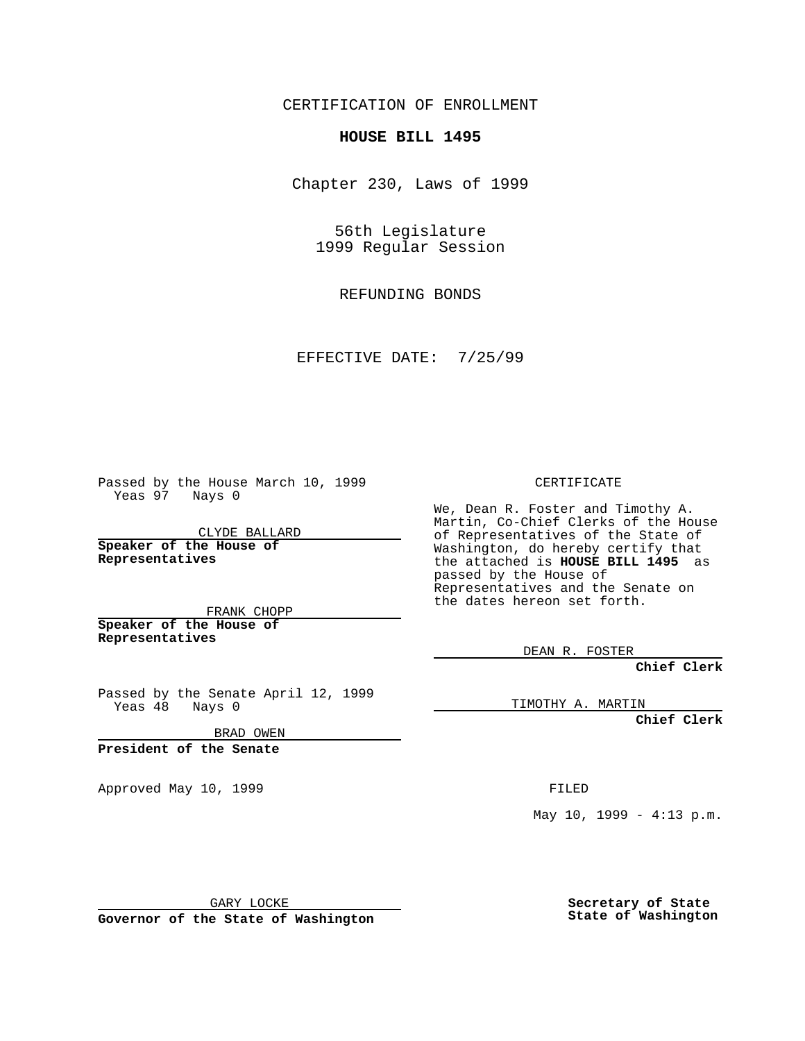CERTIFICATION OF ENROLLMENT

**HOUSE BILL 1495**

Chapter 230, Laws of 1999

56th Legislature
1999 Regular Session

REFUNDING BONDS

EFFECTIVE DATE: 7/25/99

Passed by the House March 10, 1999
Yeas 97 Nays 0

CLYDE BALLARD

**Speaker of the House of Representatives**

FRANK CHOPP

**Speaker of the House of Representatives**

Passed by the Senate April 12, 1999
Yeas 48 Nays 0

BRAD OWEN

**President of the Senate**

Approved May 10, 1999

GARY LOCKE

**Governor of the State of Washington**

CERTIFICATE

We, Dean R. Foster and Timothy A. Martin, Co-Chief Clerks of the House of Representatives of the State of Washington, do hereby certify that the attached is **HOUSE BILL 1495** as passed by the House of Representatives and the Senate on the dates hereon set forth.

DEAN R. FOSTER

**Chief Clerk**

TIMOTHY A. MARTIN

**Chief Clerk**

FILED

May 10, 1999 - 4:13 p.m.

**Secretary of State**
**State of Washington**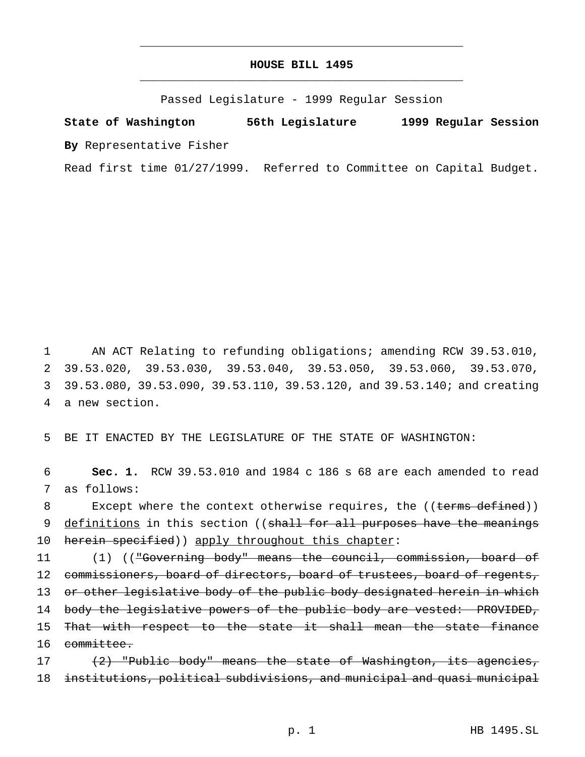# HOUSE BILL 1495

Passed Legislature - 1999 Regular Session

**State of Washington 56th Legislature 1999 Regular Session**

**By** Representative Fisher

Read first time 01/27/1999. Referred to Committee on Capital Budget.

1 AN ACT Relating to refunding obligations; amending RCW 39.53.010, 2 39.53.020, 39.53.030, 39.53.040, 39.53.050, 39.53.060, 39.53.070, 3 39.53.080, 39.53.090, 39.53.110, 39.53.120, and 39.53.140; and creating 4 a new section.

5 BE IT ENACTED BY THE LEGISLATURE OF THE STATE OF WASHINGTON:

6 **Sec. 1.** RCW 39.53.010 and 1984 c 186 s 68 are each amended to read 7 as follows:

8 Except where the context otherwise requires, the ((~~terms defined~~)) 9 <u>definitions</u> in this section ((~~shall for all purposes have the meanings~~ 10 ~~herein specified~~)) <u>apply throughout this chapter</u>:

11 (1) ((~~"Governing body" means the council, commission, board of~~ 12 ~~commissioners, board of directors, board of trustees, board of regents,~~ 13 ~~or other legislative body of the public body designated herein in which~~ 14 ~~body the legislative powers of the public body are vested: PROVIDED,~~ 15 ~~That with respect to the state it shall mean the state finance~~ 16 ~~committee.~~

17 ~~(2) "Public body" means the state of Washington, its agencies,~~ 18 ~~institutions, political subdivisions, and municipal and quasi municipal~~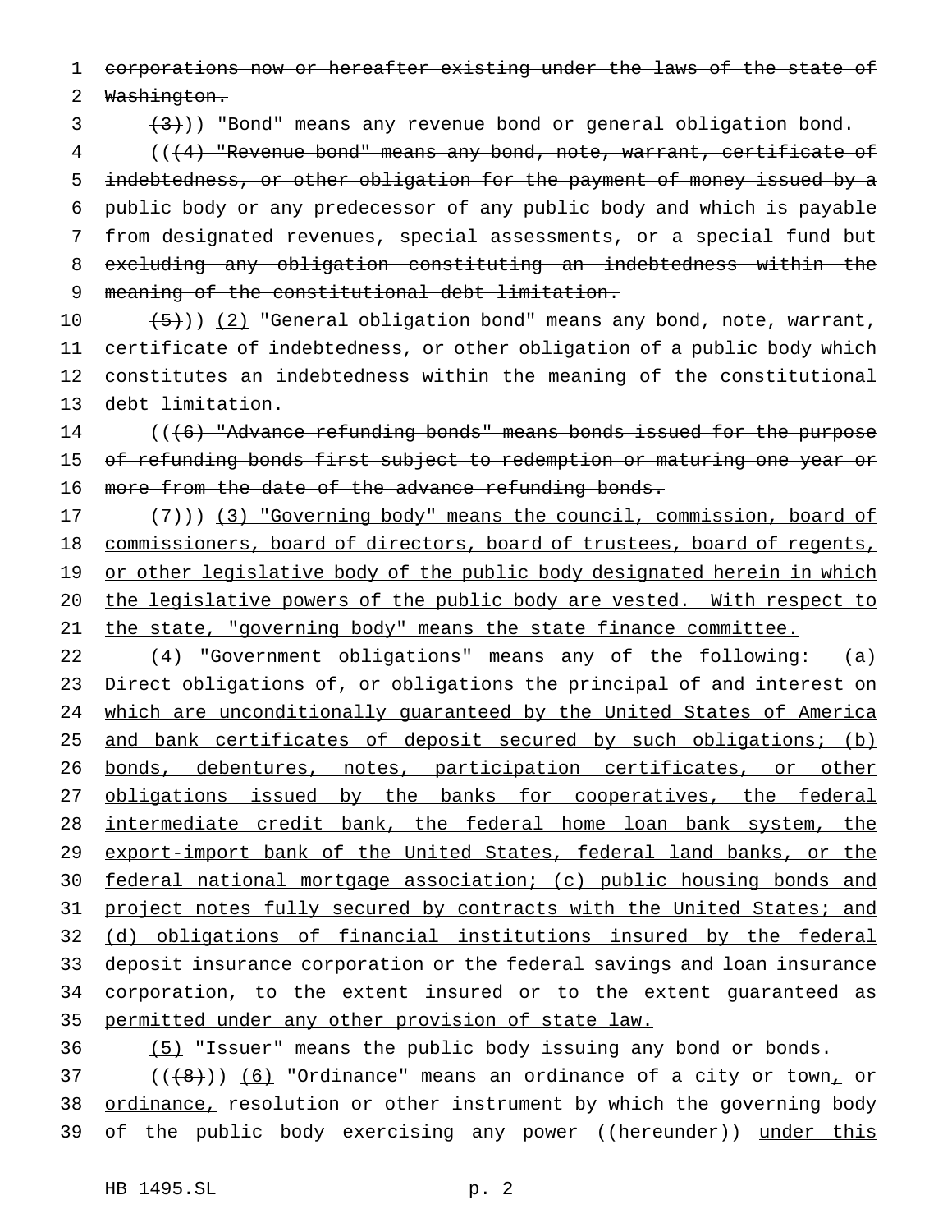corporations now or hereafter existing under the laws of the state of Washington.

(3))) "Bond" means any revenue bond or general obligation bond.

(((4) "Revenue bond" means any bond, note, warrant, certificate of indebtedness, or other obligation for the payment of money issued by a public body or any predecessor of any public body and which is payable from designated revenues, special assessments, or a special fund but excluding any obligation constituting an indebtedness within the meaning of the constitutional debt limitation.

(5))) (2) "General obligation bond" means any bond, note, warrant, certificate of indebtedness, or other obligation of a public body which constitutes an indebtedness within the meaning of the constitutional debt limitation.

(((6) "Advance refunding bonds" means bonds issued for the purpose of refunding bonds first subject to redemption or maturing one year or more from the date of the advance refunding bonds.

(7))) (3) "Governing body" means the council, commission, board of commissioners, board of directors, board of trustees, board of regents, or other legislative body of the public body designated herein in which the legislative powers of the public body are vested. With respect to the state, "governing body" means the state finance committee.

(4) "Government obligations" means any of the following: (a) Direct obligations of, or obligations the principal of and interest on which are unconditionally guaranteed by the United States of America and bank certificates of deposit secured by such obligations; (b) bonds, debentures, notes, participation certificates, or other obligations issued by the banks for cooperatives, the federal intermediate credit bank, the federal home loan bank system, the export-import bank of the United States, federal land banks, or the federal national mortgage association; (c) public housing bonds and project notes fully secured by contracts with the United States; and (d) obligations of financial institutions insured by the federal deposit insurance corporation or the federal savings and loan insurance corporation, to the extent insured or to the extent guaranteed as permitted under any other provision of state law.

(5) "Issuer" means the public body issuing any bond or bonds.

(((8))) (6) "Ordinance" means an ordinance of a city or town, or ordinance, resolution or other instrument by which the governing body of the public body exercising any power ((hereunder)) under this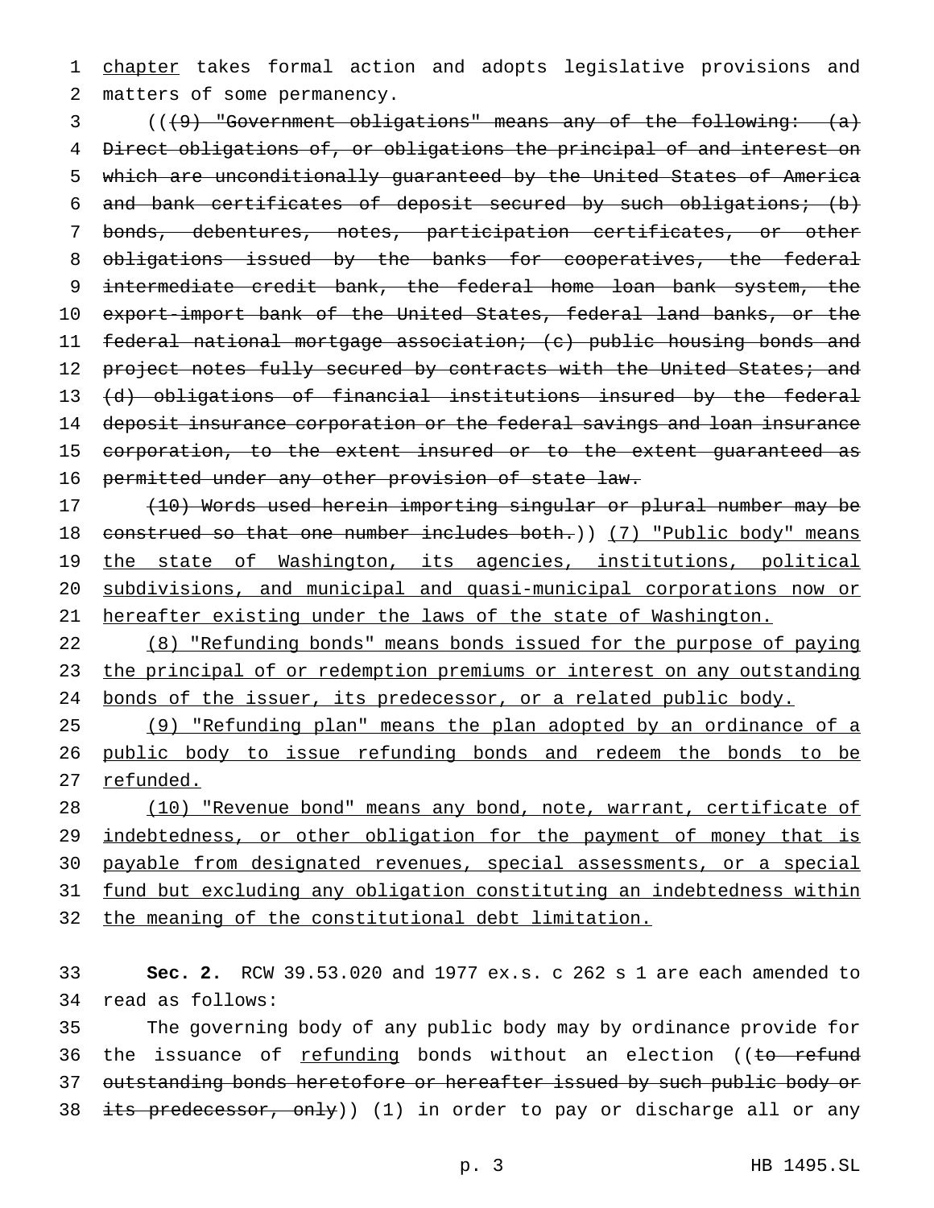chapter takes formal action and adopts legislative provisions and matters of some permanency.

((~~(9) "Government obligations" means any of the following: (a) Direct obligations of, or obligations the principal of and interest on which are unconditionally guaranteed by the United States of America and bank certificates of deposit secured by such obligations; (b) bonds, debentures, notes, participation certificates, or other obligations issued by the banks for cooperatives, the federal intermediate credit bank, the federal home loan bank system, the export-import bank of the United States, federal land banks, or the federal national mortgage association; (c) public housing bonds and project notes fully secured by contracts with the United States; and (d) obligations of financial institutions insured by the federal deposit insurance corporation or the federal savings and loan insurance corporation, to the extent insured or to the extent guaranteed as permitted under any other provision of state law.~~

~~(10) Words used herein importing singular or plural number may be construed so that one number includes both.~~)) <u>(7) "Public body" means the state of Washington, its agencies, institutions, political subdivisions, and municipal and quasi-municipal corporations now or hereafter existing under the laws of the state of Washington.</u>

<u>(8) "Refunding bonds" means bonds issued for the purpose of paying the principal of or redemption premiums or interest on any outstanding bonds of the issuer, its predecessor, or a related public body.</u>

<u>(9) "Refunding plan" means the plan adopted by an ordinance of a public body to issue refunding bonds and redeem the bonds to be refunded.</u>

<u>(10) "Revenue bond" means any bond, note, warrant, certificate of indebtedness, or other obligation for the payment of money that is payable from designated revenues, special assessments, or a special fund but excluding any obligation constituting an indebtedness within the meaning of the constitutional debt limitation.</u>

**Sec. 2.** RCW 39.53.020 and 1977 ex.s. c 262 s 1 are each amended to read as follows:

The governing body of any public body may by ordinance provide for the issuance of <u>refunding</u> bonds without an election ((~~to refund outstanding bonds heretofore or hereafter issued by such public body or its predecessor, only~~)) (1) in order to pay or discharge all or any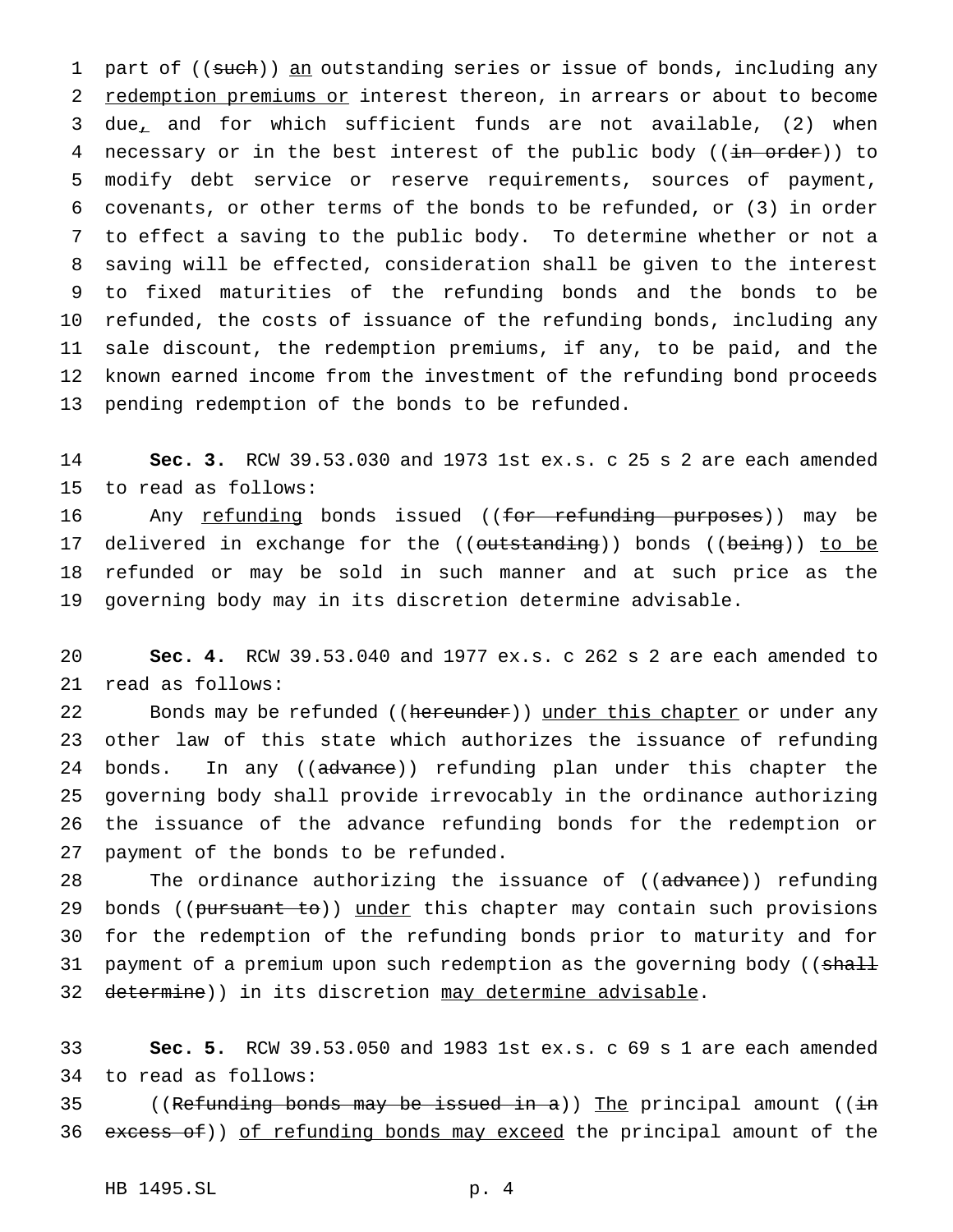part of ((~~such~~)) <u>an</u> outstanding series or issue of bonds, including any <u>redemption premiums or</u> interest thereon, in arrears or about to become due<u>,</u> and for which sufficient funds are not available, (2) when necessary or in the best interest of the public body ((~~in order~~)) to modify debt service or reserve requirements, sources of payment, covenants, or other terms of the bonds to be refunded, or (3) in order to effect a saving to the public body. To determine whether or not a saving will be effected, consideration shall be given to the interest to fixed maturities of the refunding bonds and the bonds to be refunded, the costs of issuance of the refunding bonds, including any sale discount, the redemption premiums, if any, to be paid, and the known earned income from the investment of the refunding bond proceeds pending redemption of the bonds to be refunded.

**Sec. 3.** RCW 39.53.030 and 1973 1st ex.s. c 25 s 2 are each amended to read as follows:

Any <u>refunding</u> bonds issued ((~~for refunding purposes~~)) may be delivered in exchange for the ((~~outstanding~~)) bonds ((~~being~~)) <u>to be</u> refunded or may be sold in such manner and at such price as the governing body may in its discretion determine advisable.

**Sec. 4.** RCW 39.53.040 and 1977 ex.s. c 262 s 2 are each amended to read as follows:

Bonds may be refunded ((~~hereunder~~)) <u>under this chapter</u> or under any other law of this state which authorizes the issuance of refunding bonds. In any ((~~advance~~)) refunding plan under this chapter the governing body shall provide irrevocably in the ordinance authorizing the issuance of the advance refunding bonds for the redemption or payment of the bonds to be refunded.

The ordinance authorizing the issuance of ((~~advance~~)) refunding bonds ((~~pursuant to~~)) <u>under</u> this chapter may contain such provisions for the redemption of the refunding bonds prior to maturity and for payment of a premium upon such redemption as the governing body ((~~shall determine~~)) in its discretion <u>may determine advisable</u>.

**Sec. 5.** RCW 39.53.050 and 1983 1st ex.s. c 69 s 1 are each amended to read as follows:

((~~Refunding bonds may be issued in a~~)) <u>The</u> principal amount ((~~in excess of~~)) <u>of refunding bonds may exceed</u> the principal amount of the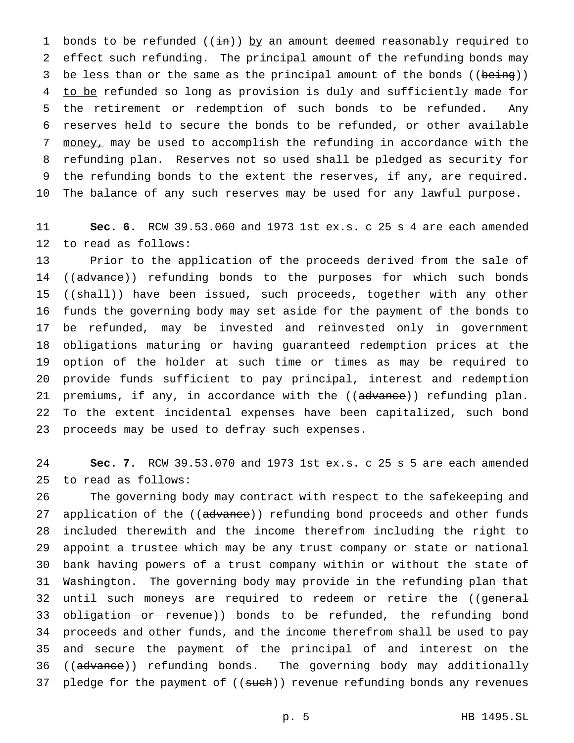bonds to be refunded ((~~in~~)) by an amount deemed reasonably required to effect such refunding. The principal amount of the refunding bonds may be less than or the same as the principal amount of the bonds ((~~being~~)) to be refunded so long as provision is duly and sufficiently made for the retirement or redemption of such bonds to be refunded. Any reserves held to secure the bonds to be refunded, or other available money, may be used to accomplish the refunding in accordance with the refunding plan. Reserves not so used shall be pledged as security for the refunding bonds to the extent the reserves, if any, are required. The balance of any such reserves may be used for any lawful purpose.

**Sec. 6.** RCW 39.53.060 and 1973 1st ex.s. c 25 s 4 are each amended to read as follows:

Prior to the application of the proceeds derived from the sale of ((~~advance~~)) refunding bonds to the purposes for which such bonds ((~~shall~~)) have been issued, such proceeds, together with any other funds the governing body may set aside for the payment of the bonds to be refunded, may be invested and reinvested only in government obligations maturing or having guaranteed redemption prices at the option of the holder at such time or times as may be required to provide funds sufficient to pay principal, interest and redemption premiums, if any, in accordance with the ((~~advance~~)) refunding plan. To the extent incidental expenses have been capitalized, such bond proceeds may be used to defray such expenses.

**Sec. 7.** RCW 39.53.070 and 1973 1st ex.s. c 25 s 5 are each amended to read as follows:

The governing body may contract with respect to the safekeeping and application of the ((~~advance~~)) refunding bond proceeds and other funds included therewith and the income therefrom including the right to appoint a trustee which may be any trust company or state or national bank having powers of a trust company within or without the state of Washington. The governing body may provide in the refunding plan that until such moneys are required to redeem or retire the ((~~general obligation or revenue~~)) bonds to be refunded, the refunding bond proceeds and other funds, and the income therefrom shall be used to pay and secure the payment of the principal of and interest on the ((~~advance~~)) refunding bonds. The governing body may additionally pledge for the payment of ((~~such~~)) revenue refunding bonds any revenues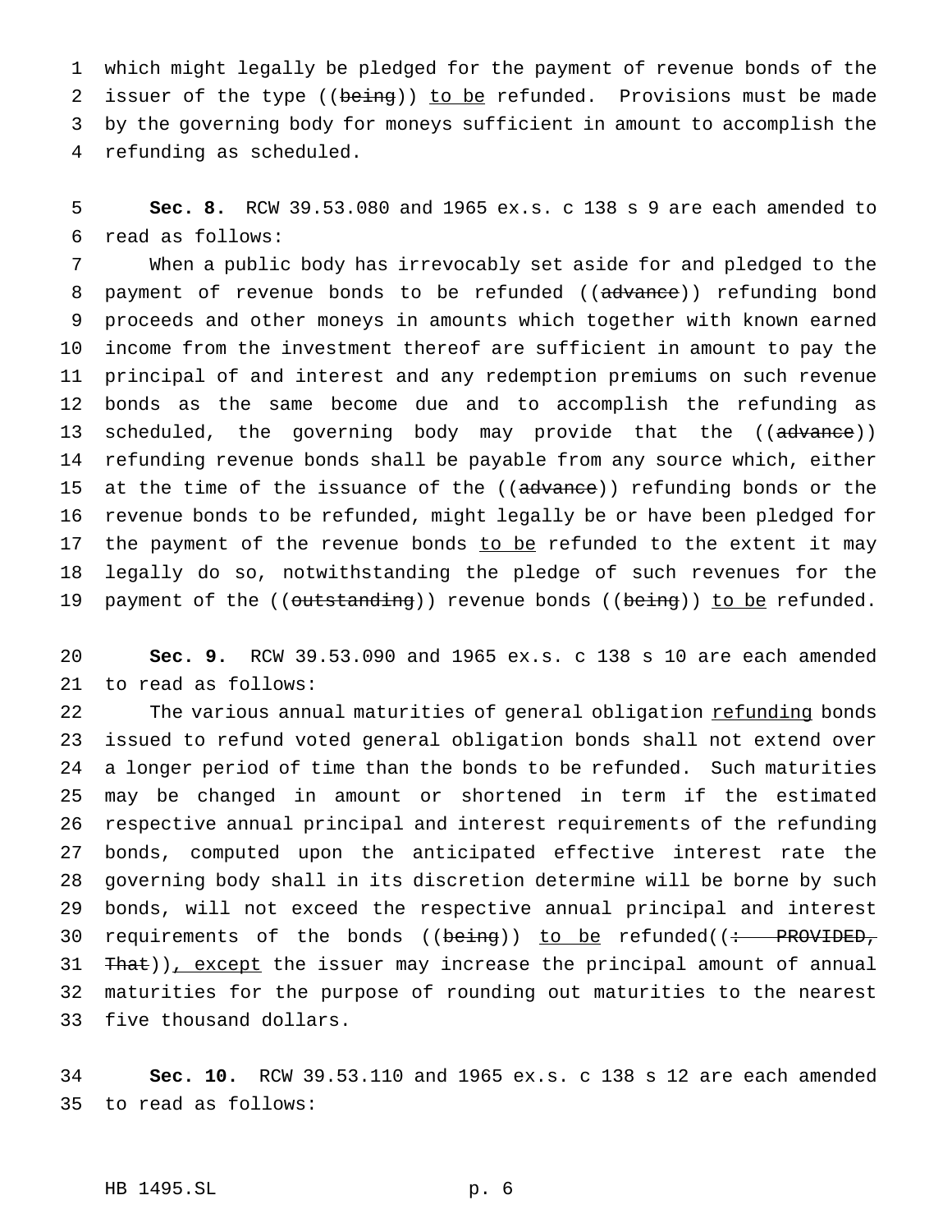which might legally be pledged for the payment of revenue bonds of the issuer of the type ((~~being~~)) <u>to be</u> refunded. Provisions must be made by the governing body for moneys sufficient in amount to accomplish the refunding as scheduled.

**Sec. 8.** RCW 39.53.080 and 1965 ex.s. c 138 s 9 are each amended to read as follows:

When a public body has irrevocably set aside for and pledged to the payment of revenue bonds to be refunded ((~~advance~~)) refunding bond proceeds and other moneys in amounts which together with known earned income from the investment thereof are sufficient in amount to pay the principal of and interest and any redemption premiums on such revenue bonds as the same become due and to accomplish the refunding as scheduled, the governing body may provide that the ((~~advance~~)) refunding revenue bonds shall be payable from any source which, either at the time of the issuance of the ((~~advance~~)) refunding bonds or the revenue bonds to be refunded, might legally be or have been pledged for the payment of the revenue bonds <u>to be</u> refunded to the extent it may legally do so, notwithstanding the pledge of such revenues for the payment of the ((~~outstanding~~)) revenue bonds ((~~being~~)) <u>to be</u> refunded.

**Sec. 9.** RCW 39.53.090 and 1965 ex.s. c 138 s 10 are each amended to read as follows:

The various annual maturities of general obligation <u>refunding</u> bonds issued to refund voted general obligation bonds shall not extend over a longer period of time than the bonds to be refunded. Such maturities may be changed in amount or shortened in term if the estimated respective annual principal and interest requirements of the refunding bonds, computed upon the anticipated effective interest rate the governing body shall in its discretion determine will be borne by such bonds, will not exceed the respective annual principal and interest requirements of the bonds ((~~being~~)) <u>to be</u> refunded((~~: PROVIDED, That~~))<u>, except</u> the issuer may increase the principal amount of annual maturities for the purpose of rounding out maturities to the nearest five thousand dollars.

**Sec. 10.** RCW 39.53.110 and 1965 ex.s. c 138 s 12 are each amended to read as follows: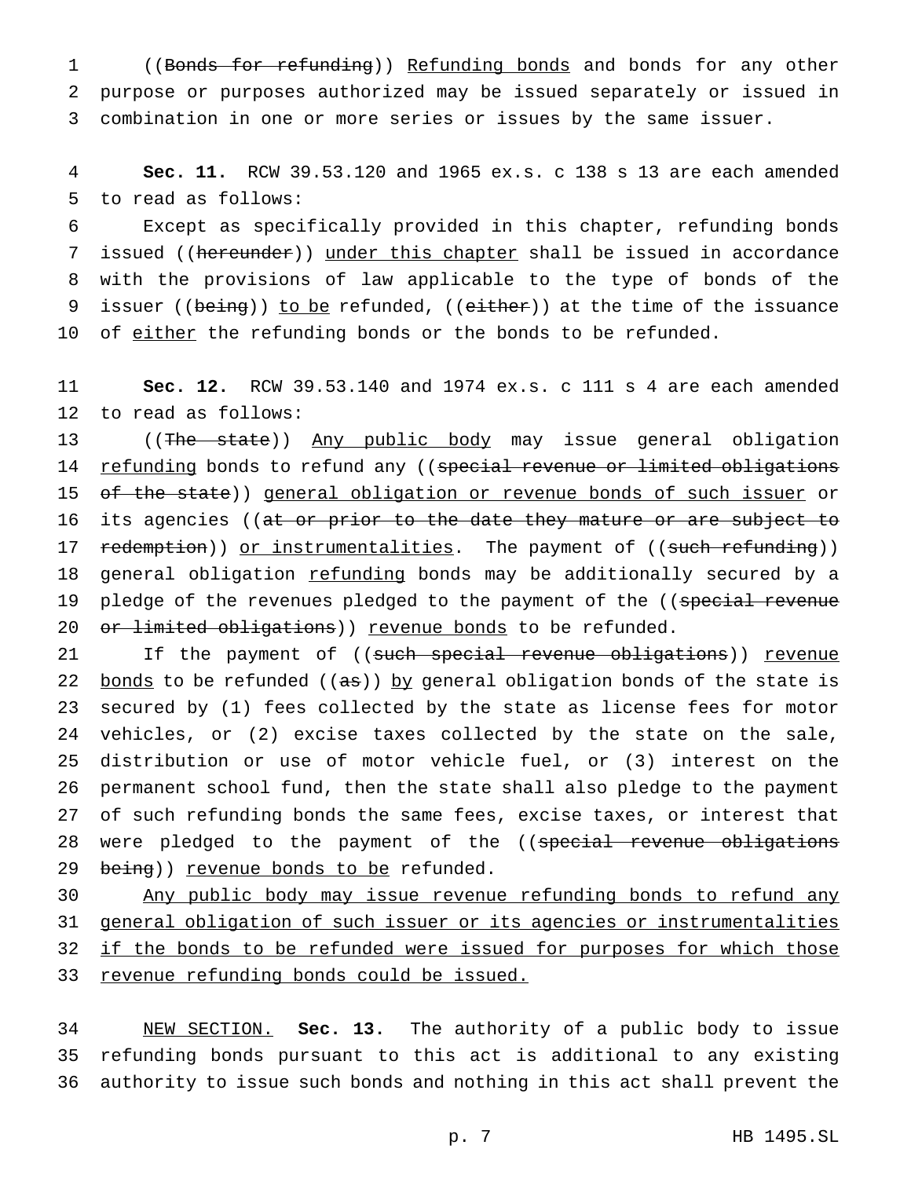((~~Bonds for refunding~~)) <u>Refunding bonds</u> and bonds for any other purpose or purposes authorized may be issued separately or issued in combination in one or more series or issues by the same issuer.

**Sec. 11.** RCW 39.53.120 and 1965 ex.s. c 138 s 13 are each amended to read as follows:

Except as specifically provided in this chapter, refunding bonds issued ((~~hereunder~~)) <u>under this chapter</u> shall be issued in accordance with the provisions of law applicable to the type of bonds of the issuer ((~~being~~)) <u>to be</u> refunded, ((~~either~~)) at the time of the issuance of <u>either</u> the refunding bonds or the bonds to be refunded.

**Sec. 12.** RCW 39.53.140 and 1974 ex.s. c 111 s 4 are each amended to read as follows:

((~~The state~~)) <u>Any public body</u> may issue general obligation <u>refunding</u> bonds to refund any ((~~special revenue or limited obligations of the state~~)) <u>general obligation or revenue bonds of such issuer</u> or its agencies ((~~at or prior to the date they mature or are subject to redemption~~)) <u>or instrumentalities</u>. The payment of ((~~such refunding~~)) general obligation <u>refunding</u> bonds may be additionally secured by a pledge of the revenues pledged to the payment of the ((~~special revenue or limited obligations~~)) <u>revenue bonds</u> to be refunded.

If the payment of ((~~such special revenue obligations~~)) <u>revenue bonds</u> to be refunded ((~~as~~)) <u>by</u> general obligation bonds of the state is secured by (1) fees collected by the state as license fees for motor vehicles, or (2) excise taxes collected by the state on the sale, distribution or use of motor vehicle fuel, or (3) interest on the permanent school fund, then the state shall also pledge to the payment of such refunding bonds the same fees, excise taxes, or interest that were pledged to the payment of the ((~~special revenue obligations being~~)) <u>revenue bonds to be</u> refunded.

<u>Any public body may issue revenue refunding bonds to refund any general obligation of such issuer or its agencies or instrumentalities if the bonds to be refunded were issued for purposes for which those revenue refunding bonds could be issued.</u>

<u>NEW SECTION.</u> **Sec. 13.** The authority of a public body to issue refunding bonds pursuant to this act is additional to any existing authority to issue such bonds and nothing in this act shall prevent the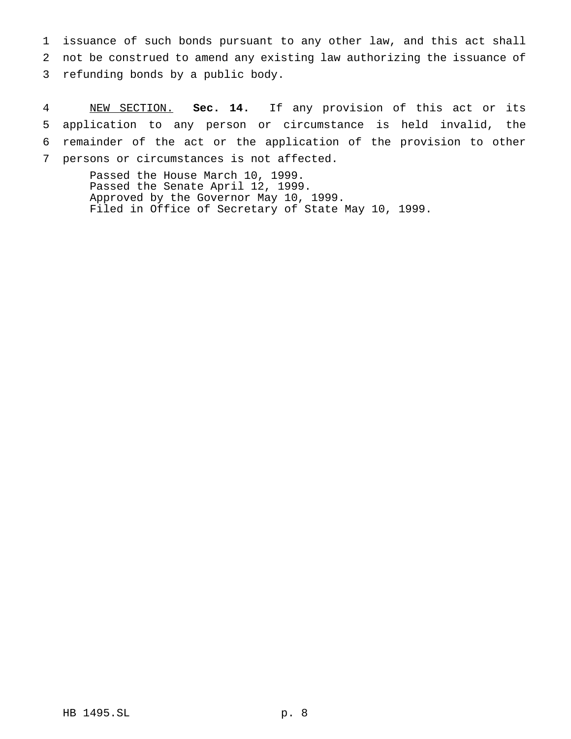issuance of such bonds pursuant to any other law, and this act shall not be construed to amend any existing law authorizing the issuance of refunding bonds by a public body.

NEW SECTION. **Sec. 14.** If any provision of this act or its application to any person or circumstance is held invalid, the remainder of the act or the application of the provision to other persons or circumstances is not affected.

Passed the House March 10, 1999.
Passed the Senate April 12, 1999.
Approved by the Governor May 10, 1999.
Filed in Office of Secretary of State May 10, 1999.